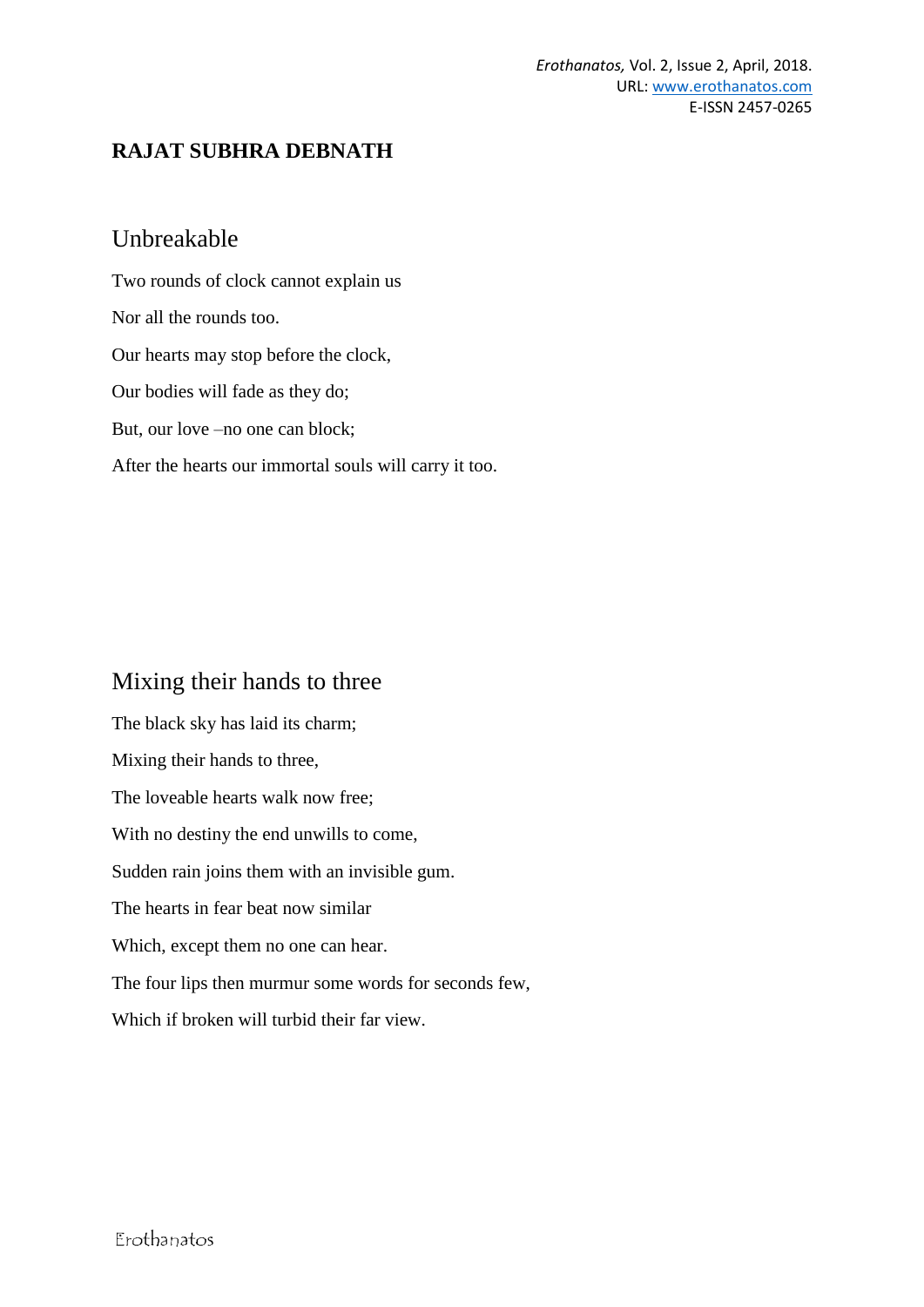**RAJAT SUBHRA DEBNATH**

## Unbreakable

Two rounds of clock cannot explain us

Nor all the rounds too.

Our hearts may stop before the clock,

Our bodies will fade as they do;

But, our love –no one can block;

After the hearts our immortal souls will carry it too.

## Mixing their hands to three

The black sky has laid its charm;

Mixing their hands to three,

The loveable hearts walk now free;

With no destiny the end unwills to come,

Sudden rain joins them with an invisible gum.

The hearts in fear beat now similar

Which, except them no one can hear.

The four lips then murmur some words for seconds few,

Which if broken will turbid their far view.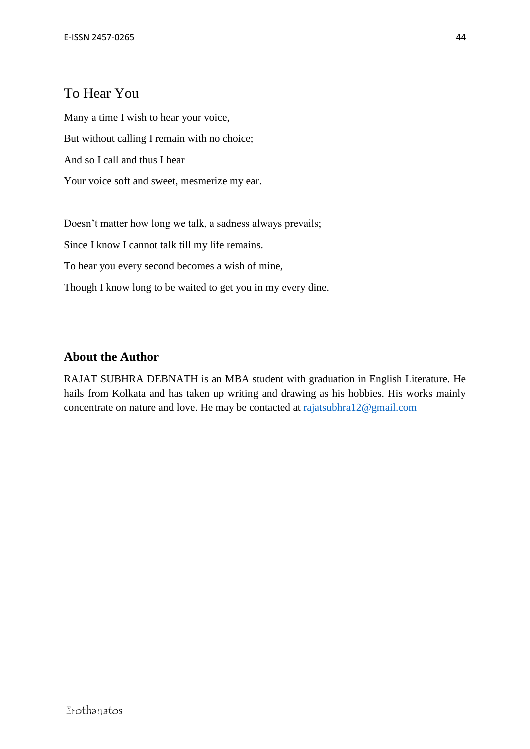## To Hear You

Many a time I wish to hear your voice,

But without calling I remain with no choice;

And so I call and thus I hear

Your voice soft and sweet, mesmerize my ear.

Doesn't matter how long we talk, a sadness always prevails;

Since I know I cannot talk till my life remains.

To hear you every second becomes a wish of mine,

Though I know long to be waited to get you in my every dine.

### About the Author

RAJAT SUBHRA DEBNATH is an MBA student with graduation in English Literature. He hails from Kolkata and has taken up writing and drawing as his hobbies. His works mainly concentrate on nature and love. He may be contacted at rajatsubhra12@gmail.com